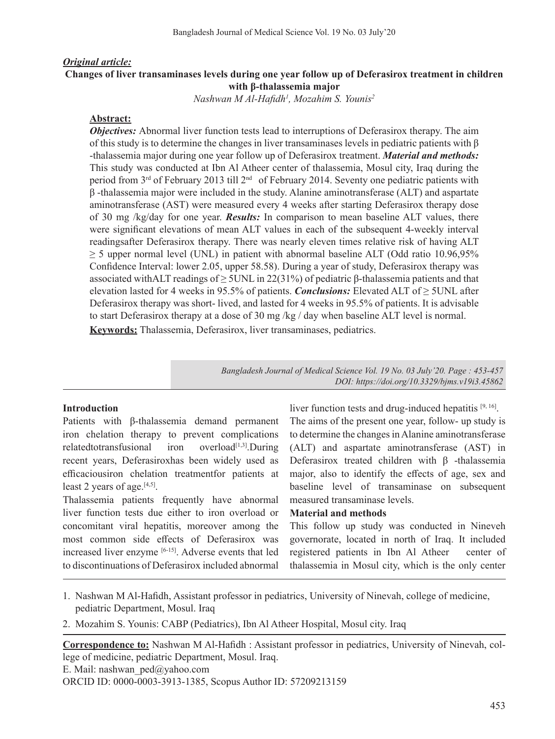***Original article:***

**Changes of liver transaminases levels during one year follow up of Deferasirox treatment in children with β-thalassemia major**

*Nashwan M Al-Hafidh[1], Mozahim S. Younis[2]*

**Abstract:**

***Objectives:*** Abnormal liver function tests lead to interruptions of Deferasirox therapy. The aim of this study is to determine the changes in liver transaminases levels in pediatric patients with β -thalassemia major during one year follow up of Deferasirox treatment. ***Material and methods:*** This study was conducted at Ibn Al Atheer center of thalassemia, Mosul city, Iraq during the period from 3rd of February 2013 till 2nd of February 2014. Seventy one pediatric patients with β -thalassemia major were included in the study. Alanine aminotransferase (ALT) and aspartate aminotransferase (AST) were measured every 4 weeks after starting Deferasirox therapy dose of 30 mg /kg/day for one year. ***Results:*** In comparison to mean baseline ALT values, there were significant elevations of mean ALT values in each of the subsequent 4-weekly interval readingsafter Deferasirox therapy. There was nearly eleven times relative risk of having ALT ≥ 5 upper normal level (UNL) in patient with abnormal baseline ALT (Odd ratio 10.96,95% Confidence Interval: lower 2.05, upper 58.58). During a year of study, Deferasirox therapy was associated withALT readings of ≥ 5UNL in 22(31%) of pediatric β-thalassemia patients and that elevation lasted for 4 weeks in 95.5% of patients. ***Conclusions:*** Elevated ALT of ≥ 5UNL after Deferasirox therapy was short- lived, and lasted for 4 weeks in 95.5% of patients. It is advisable to start Deferasirox therapy at a dose of 30 mg /kg / day when baseline ALT level is normal.

**Keywords:** Thalassemia, Deferasirox, liver transaminases, pediatrics.

*DOI: https://doi.org/10.3329/bjms.v19i3.45862*

## Introduction

Patients with β-thalassemia demand permanent iron chelation therapy to prevent complications relatedtotransfusional iron overload[1,3].During recent years, Deferasiroxhas been widely used as efficaciousiron chelation treatmentfor patients at least 2 years of age.[4,5].

Thalassemia patients frequently have abnormal liver function tests due either to iron overload or concomitant viral hepatitis, moreover among the most common side effects of Deferasirox was increased liver enzyme [6-15]. Adverse events that led to discontinuations of Deferasirox included abnormal liver function tests and drug-induced hepatitis [9, 16].

The aims of the present one year, follow- up study is to determine the changes in Alanine aminotransferase (ALT) and aspartate aminotransferase (AST) in Deferasirox treated children with β -thalassemia major, also to identify the effects of age, sex and baseline level of transaminase on subsequent measured transaminase levels.

## Material and methods

This follow up study was conducted in Nineveh governorate, located in north of Iraq. It included registered patients in Ibn Al Atheer center of thalassemia in Mosul city, which is the only center

1. Nashwan M Al-Hafidh, Assistant professor in pediatrics, University of Ninevah, college of medicine, pediatric Department, Mosul. Iraq
2. Mozahim S. Younis: CABP (Pediatrics), Ibn Al Atheer Hospital, Mosul city. Iraq

**Correspondence to:** Nashwan M Al-Hafidh : Assistant professor in pediatrics, University of Ninevah, college of medicine, pediatric Department, Mosul. Iraq.

E. Mail: nashwan_ped@yahoo.com

ORCID ID: 0000-0003-3913-1385, Scopus Author ID: 57209213159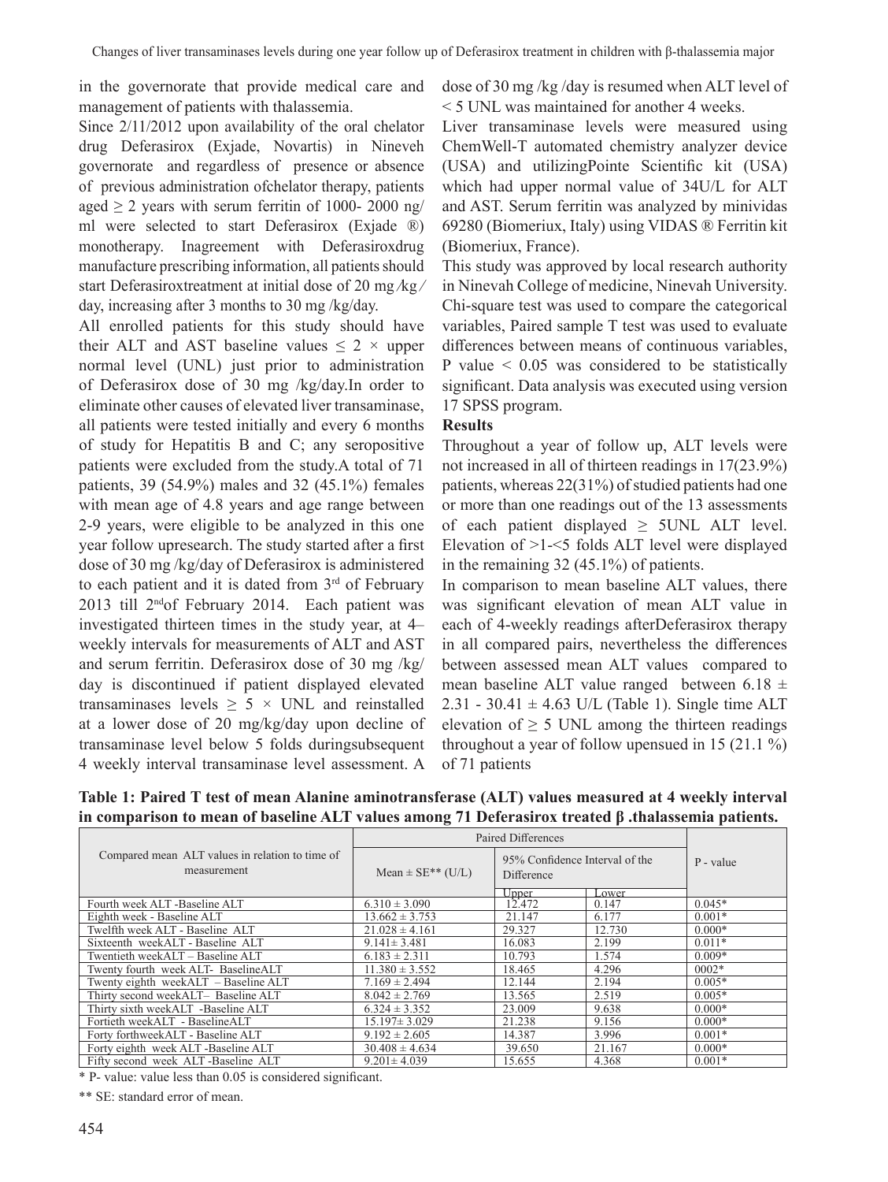in the governorate that provide medical care and management of patients with thalassemia.

Since 2/11/2012 upon availability of the oral chelator drug Deferasirox (Exjade, Novartis) in Nineveh governorate and regardless of presence or absence of previous administration ofchelator therapy, patients aged ≥ 2 years with serum ferritin of 1000- 2000 ng/ml were selected to start Deferasirox (Exjade ®) monotherapy. Inagreement with Deferasiroxdrug manufacture prescribing information, all patients should start Deferasiroxtreatment at initial dose of 20 mg /kg / day, increasing after 3 months to 30 mg /kg/day.

All enrolled patients for this study should have their ALT and AST baseline values ≤ 2 × upper normal level (UNL) just prior to administration of Deferasirox dose of 30 mg /kg/day.In order to eliminate other causes of elevated liver transaminase, all patients were tested initially and every 6 months of study for Hepatitis B and C; any seropositive patients were excluded from the study.A total of 71 patients, 39 (54.9%) males and 32 (45.1%) females with mean age of 4.8 years and age range between 2-9 years, were eligible to be analyzed in this one year follow upresearch. The study started after a first dose of 30 mg /kg/day of Deferasirox is administered to each patient and it is dated from 3rd of February 2013 till 2ndof February 2014. Each patient was investigated thirteen times in the study year, at 4–weekly intervals for measurements of ALT and AST and serum ferritin. Deferasirox dose of 30 mg /kg/day is discontinued if patient displayed elevated transaminases levels ≥ 5 × UNL and reinstalled at a lower dose of 20 mg/kg/day upon decline of transaminase level below 5 folds duringsubsequent 4 weekly interval transaminase level assessment. A dose of 30 mg /kg /day is resumed when ALT level of < 5 UNL was maintained for another 4 weeks.

Liver transaminase levels were measured using ChemWell-T automated chemistry analyzer device (USA) and utilizingPointe Scientific kit (USA) which had upper normal value of 34U/L for ALT and AST. Serum ferritin was analyzed by minividas 69280 (Biomeriux, Italy) using VIDAS ® Ferritin kit (Biomeriux, France).

This study was approved by local research authority in Ninevah College of medicine, Ninevah University. Chi-square test was used to compare the categorical variables, Paired sample T test was used to evaluate differences between means of continuous variables, P value < 0.05 was considered to be statistically significant. Data analysis was executed using version 17 SPSS program.

**Results**

Throughout a year of follow up, ALT levels were not increased in all of thirteen readings in 17(23.9%) patients, whereas 22(31%) of studied patients had one or more than one readings out of the 13 assessments of each patient displayed ≥ 5UNL ALT level. Elevation of >1-<5 folds ALT level were displayed in the remaining 32 (45.1%) of patients.

In comparison to mean baseline ALT values, there was significant elevation of mean ALT value in each of 4-weekly readings afterDeferasirox therapy in all compared pairs, nevertheless the differences between assessed mean ALT values compared to mean baseline ALT value ranged between 6.18 ± 2.31 - 30.41 ± 4.63 U/L (Table 1). Single time ALT elevation of ≥ 5 UNL among the thirteen readings throughout a year of follow upensued in 15 (21.1 %) of 71 patients

**Table 1: Paired T test of mean Alanine aminotransferase (ALT) values measured at 4 weekly interval in comparison to mean of baseline ALT values among 71 Deferasirox treated β .thalassemia patients.**

| Compared mean ALT values in relation to time of measurement | Paired Differences | | | P - value |
|---|---|---|---|---|
| | Mean ± SE** (U/L) | 95% Confidence Interval of the Difference | | |
| | | Upper | Lower | |
| Fourth week ALT -Baseline ALT | 6.310 ± 3.090 | 12.472 | 0.147 | 0.045* |
| Eighth week - Baseline ALT | 13.662 ± 3.753 | 21.147 | 6.177 | 0.001* |
| Twelfth week ALT - Baseline ALT | 21.028 ± 4.161 | 29.327 | 12.730 | 0.000* |
| Sixteenth weekALT - Baseline ALT | 9.141± 3.481 | 16.083 | 2.199 | 0.011* |
| Twentieth weekALT – Baseline ALT | 6.183 ± 2.311 | 10.793 | 1.574 | 0.009* |
| Twenty fourth week ALT- BaselineALT | 11.380 ± 3.552 | 18.465 | 4.296 | 0002* |
| Twenty eighth weekALT – Baseline ALT | 7.169 ± 2.494 | 12.144 | 2.194 | 0.005* |
| Thirty second weekALT– Baseline ALT | 8.042 ± 2.769 | 13.565 | 2.519 | 0.005* |
| Thirty sixth weekALT -Baseline ALT | 6.324 ± 3.352 | 23.009 | 9.638 | 0.000* |
| Fortieth weekALT - BaselineALT | 15.197± 3.029 | 21.238 | 9.156 | 0.000* |
| Forty forthweekALT - Baseline ALT | 9.192 ± 2.605 | 14.387 | 3.996 | 0.001* |
| Forty eighth week ALT -Baseline ALT | 30.408 ± 4.634 | 39.650 | 21.167 | 0.000* |
| Fifty second week ALT -Baseline ALT | 9.201± 4.039 | 15.655 | 4.368 | 0.001* |

* P- value: value less than 0.05 is considered significant.

** SE: standard error of mean.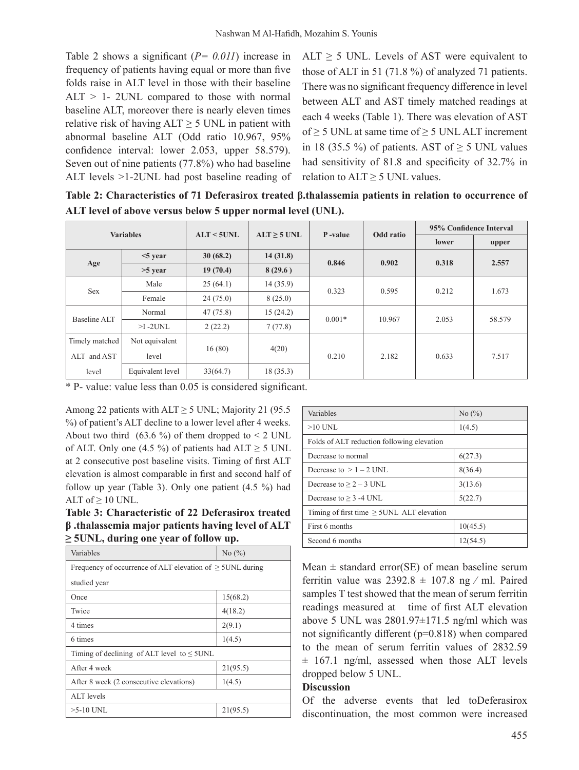Table 2 shows a significant (*P= 0.011*) increase in frequency of patients having equal or more than five folds raise in ALT level in those with their baseline ALT > 1- 2UNL compared to those with normal baseline ALT, moreover there is nearly eleven times relative risk of having ALT ≥ 5 UNL in patient with abnormal baseline ALT (Odd ratio 10.967, 95% confidence interval: lower 2.053, upper 58.579). Seven out of nine patients (77.8%) who had baseline ALT levels >1-2UNL had post baseline reading of ALT ≥ 5 UNL. Levels of AST were equivalent to those of ALT in 51 (71.8 %) of analyzed 71 patients. There was no significant frequency difference in level between ALT and AST timely matched readings at each 4 weeks (Table 1). There was elevation of AST of ≥ 5 UNL at same time of ≥ 5 UNL ALT increment in 18 (35.5 %) of patients. AST of ≥ 5 UNL values had sensitivity of 81.8 and specificity of 32.7% in relation to ALT ≥ 5 UNL values.

**Table 2: Characteristics of 71 Deferasirox treated β.thalassemia patients in relation to occurrence of ALT level of above versus below 5 upper normal level (UNL).**

| Variables | | ALT < 5UNL | ALT ≥ 5 UNL | P -value | Odd ratio | 95% Confidence Interval | |
|---|---|---|---|---|---|---|---|
| | | | | | | lower | upper |
| Age | <5 year | 30 (68.2) | 14 (31.8) | 0.846 | 0.902 | 0.318 | 2.557 |
| | >5 year | 19 (70.4) | 8 (29.6 ) | | | | |
| Sex | Male | 25 (64.1) | 14 (35.9) | 0.323 | 0.595 | 0.212 | 1.673 |
| | Female | 24 (75.0) | 8 (25.0) | | | | |
| Baseline ALT | Normal | 47 (75.8) | 15 (24.2) | 0.001* | 10.967 | 2.053 | 58.579 |
| | >I -2UNL | 2 (22.2) | 7 (77.8) | | | | |
| Timely matched ALT and AST level | Not equivalent level | 16 (80) | 4(20) | 0.210 | 2.182 | 0.633 | 7.517 |
| | Equivalent level | 33(64.7) | 18 (35.3) | | | | |

\* P- value: value less than 0.05 is considered significant.

Among 22 patients with ALT ≥ 5 UNL; Majority 21 (95.5 %) of patient's ALT decline to a lower level after 4 weeks. About two third (63.6 %) of them dropped to < 2 UNL of ALT. Only one (4.5 %) of patients had ALT ≥ 5 UNL at 2 consecutive post baseline visits. Timing of first ALT elevation is almost comparable in first and second half of follow up year (Table 3). Only one patient (4.5 %) had ALT of ≥ 10 UNL.

**Table 3: Characteristic of 22 Deferasirox treated β .thalassemia major patients having level of ALT ≥ 5UNL, during one year of follow up.**

| Variables | No (%) |
|---|---|
| Frequency of occurrence of ALT elevation of ≥ 5UNL during studied year | |
| Once | 15(68.2) |
| Twice | 4(18.2) |
| 4 times | 2(9.1) |
| 6 times | 1(4.5) |
| Timing of declining of ALT level to ≤ 5UNL | |
| After 4 week | 21(95.5) |
| After 8 week (2 consecutive elevations) | 1(4.5) |
| ALT levels | |
| >5-10 UNL | 21(95.5) |
| >10 UNL | 1(4.5) |
| Folds of ALT reduction following elevation | |
| Decrease to normal | 6(27.3) |
| Decrease to > 1 – 2 UNL | 8(36.4) |
| Decrease to ≥ 2 – 3 UNL | 3(13.6) |
| Decrease to ≥ 3 -4 UNL | 5(22.7) |
| Timing of first time ≥ 5UNL ALT elevation | |
| First 6 months | 10(45.5) |
| Second 6 months | 12(54.5) |

Mean ± standard error(SE) of mean baseline serum ferritin value was 2392.8 ± 107.8 ng ⁄ ml. Paired samples T test showed that the mean of serum ferritin readings measured at time of first ALT elevation above 5 UNL was 2801.97±171.5 ng/ml which was not significantly different (p=0.818) when compared to the mean of serum ferritin values of 2832.59 ± 167.1 ng/ml, assessed when those ALT levels dropped below 5 UNL.

## Discussion

Of the adverse events that led toDeferasirox discontinuation, the most common were increased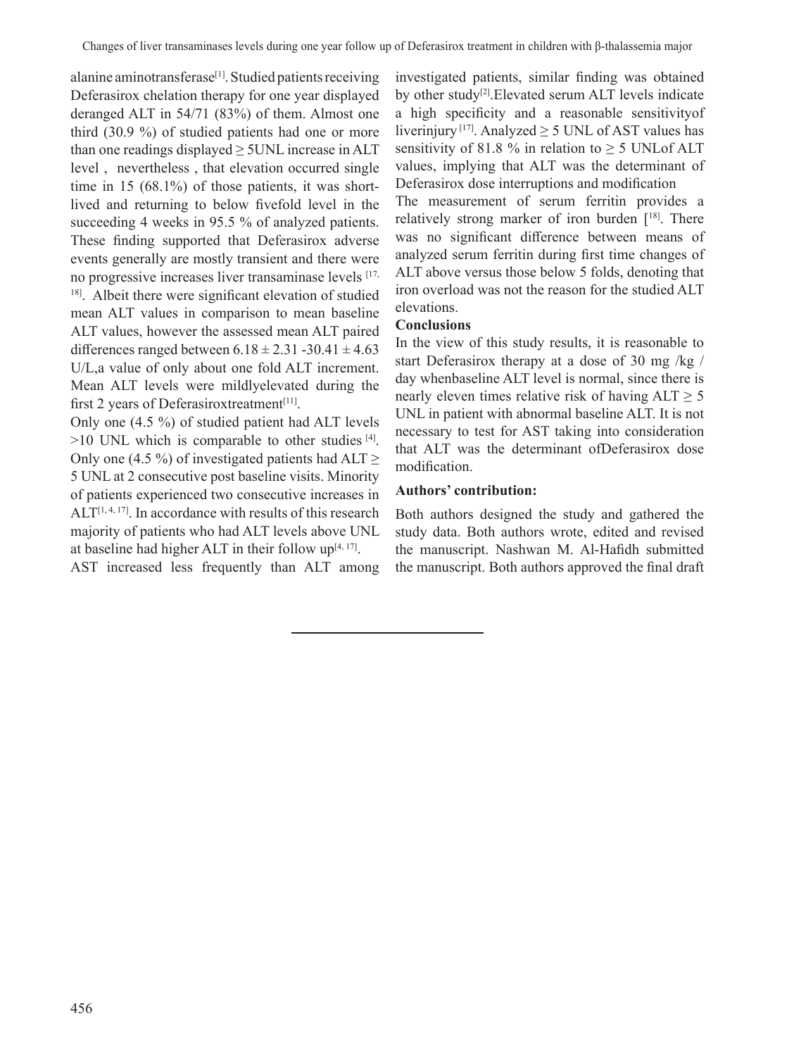alanine aminotransferase[1]. Studied patients receiving Deferasirox chelation therapy for one year displayed deranged ALT in 54/71 (83%) of them. Almost one third (30.9 %) of studied patients had one or more than one readings displayed ≥ 5UNL increase in ALT level , nevertheless , that elevation occurred single time in 15 (68.1%) of those patients, it was short-lived and returning to below fivefold level in the succeeding 4 weeks in 95.5 % of analyzed patients. These finding supported that Deferasirox adverse events generally are mostly transient and there were no progressive increases liver transaminase levels [17, 18]. Albeit there were significant elevation of studied mean ALT values in comparison to mean baseline ALT values, however the assessed mean ALT paired differences ranged between $6.18 \pm 2.31$ -$30.41 \pm 4.63$ U/L,a value of only about one fold ALT increment. Mean ALT levels were mildlyelevated during the first 2 years of Deferasiroxtreatment[11].

Only one (4.5 %) of studied patient had ALT levels >10 UNL which is comparable to other studies [4]. Only one (4.5 %) of investigated patients had ALT ≥ 5 UNL at 2 consecutive post baseline visits. Minority of patients experienced two consecutive increases in ALT[1, 4, 17]. In accordance with results of this research majority of patients who had ALT levels above UNL at baseline had higher ALT in their follow up[4, 17].

AST increased less frequently than ALT among investigated patients, similar finding was obtained by other study[2].Elevated serum ALT levels indicate a high specificity and a reasonable sensitivityof liverinjury [17]. Analyzed ≥ 5 UNL of AST values has sensitivity of 81.8 % in relation to ≥ 5 UNLof ALT values, implying that ALT was the determinant of Deferasirox dose interruptions and modification

The measurement of serum ferritin provides a relatively strong marker of iron burden [18]. There was no significant difference between means of analyzed serum ferritin during first time changes of ALT above versus those below 5 folds, denoting that iron overload was not the reason for the studied ALT elevations.

## Conclusions

In the view of this study results, it is reasonable to start Deferasirox therapy at a dose of 30 mg /kg / day whenbaseline ALT level is normal, since there is nearly eleven times relative risk of having ALT ≥ 5 UNL in patient with abnormal baseline ALT. It is not necessary to test for AST taking into consideration that ALT was the determinant ofDeferasirox dose modification.

## Authors' contribution:

Both authors designed the study and gathered the study data. Both authors wrote, edited and revised the manuscript. Nashwan M. Al-Hafidh submitted the manuscript. Both authors approved the final draft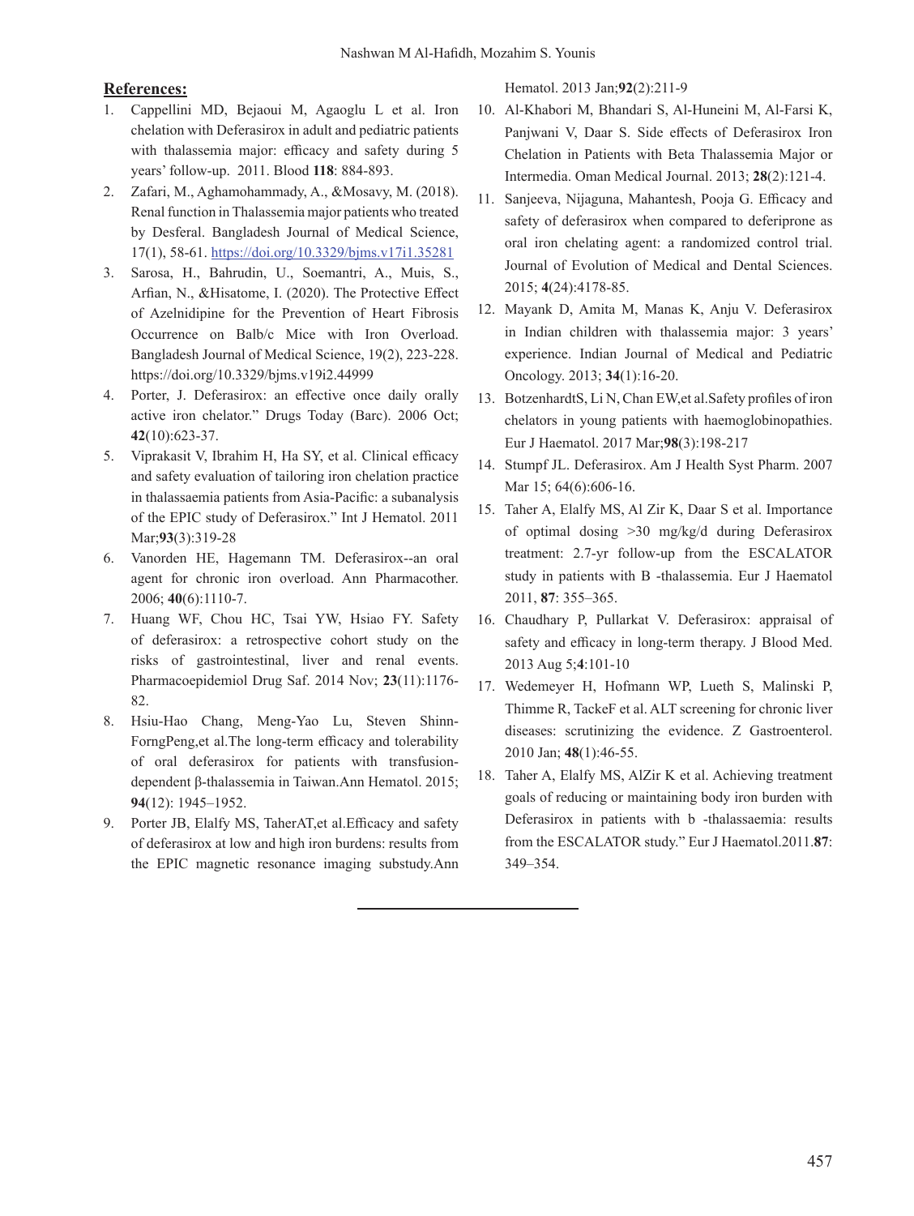## References:

1. Cappellini MD, Bejaoui M, Agaoglu L et al. Iron chelation with Deferasirox in adult and pediatric patients with thalassemia major: efficacy and safety during 5 years' follow-up. 2011. Blood **118**: 884-893.
2. Zafari, M., Aghamohammady, A., &Mosavy, M. (2018). Renal function in Thalassemia major patients who treated by Desferal. Bangladesh Journal of Medical Science, 17(1), 58-61. https://doi.org/10.3329/bjms.v17i1.35281
3. Sarosa, H., Bahrudin, U., Soemantri, A., Muis, S., Arfian, N., &Hisatome, I. (2020). The Protective Effect of Azelnidipine for the Prevention of Heart Fibrosis Occurrence on Balb/c Mice with Iron Overload. Bangladesh Journal of Medical Science, 19(2), 223-228. https://doi.org/10.3329/bjms.v19i2.44999
4. Porter, J. Deferasirox: an effective once daily orally active iron chelator." Drugs Today (Barc). 2006 Oct; **42**(10):623-37.
5. Viprakasit V, Ibrahim H, Ha SY, et al. Clinical efficacy and safety evaluation of tailoring iron chelation practice in thalassaemia patients from Asia-Pacific: a subanalysis of the EPIC study of Deferasirox." Int J Hematol. 2011 Mar;**93**(3):319-28
6. Vanorden HE, Hagemann TM. Deferasirox--an oral agent for chronic iron overload. Ann Pharmacother. 2006; **40**(6):1110-7.
7. Huang WF, Chou HC, Tsai YW, Hsiao FY. Safety of deferasirox: a retrospective cohort study on the risks of gastrointestinal, liver and renal events. Pharmacoepidemiol Drug Saf. 2014 Nov; **23**(11):1176-82.
8. Hsiu-Hao Chang, Meng-Yao Lu, Steven Shinn-ForngPeng,et al.The long-term efficacy and tolerability of oral deferasirox for patients with transfusion-dependent β-thalassemia in Taiwan.Ann Hematol. 2015; **94**(12): 1945–1952.
9. Porter JB, Elalfy MS, TaherAT,et al.Efficacy and safety of deferasirox at low and high iron burdens: results from the EPIC magnetic resonance imaging substudy.Ann Hematol. 2013 Jan;**92**(2):211-9
10. Al-Khabori M, Bhandari S, Al-Huneini M, Al-Farsi K, Panjwani V, Daar S. Side effects of Deferasirox Iron Chelation in Patients with Beta Thalassemia Major or Intermedia. Oman Medical Journal. 2013; **28**(2):121-4.
11. Sanjeeva, Nijaguna, Mahantesh, Pooja G. Efficacy and safety of deferasirox when compared to deferiprone as oral iron chelating agent: a randomized control trial. Journal of Evolution of Medical and Dental Sciences. 2015; **4**(24):4178-85.
12. Mayank D, Amita M, Manas K, Anju V. Deferasirox in Indian children with thalassemia major: 3 years' experience. Indian Journal of Medical and Pediatric Oncology. 2013; **34**(1):16-20.
13. BotzenhardtS, Li N, Chan EW,et al.Safety profiles of iron chelators in young patients with haemoglobinopathies. Eur J Haematol. 2017 Mar;**98**(3):198-217
14. Stumpf JL. Deferasirox. Am J Health Syst Pharm. 2007 Mar 15; 64(6):606-16.
15. Taher A, Elalfy MS, Al Zir K, Daar S et al. Importance of optimal dosing >30 mg/kg/d during Deferasirox treatment: 2.7-yr follow-up from the ESCALATOR study in patients with B -thalassemia. Eur J Haematol 2011, **87**: 355–365.
16. Chaudhary P, Pullarkat V. Deferasirox: appraisal of safety and efficacy in long-term therapy. J Blood Med. 2013 Aug 5;**4**:101-10
17. Wedemeyer H, Hofmann WP, Lueth S, Malinski P, Thimme R, TackeF et al. ALT screening for chronic liver diseases: scrutinizing the evidence. Z Gastroenterol. 2010 Jan; **48**(1):46-55.
18. Taher A, Elalfy MS, AlZir K et al. Achieving treatment goals of reducing or maintaining body iron burden with Deferasirox in patients with b -thalassaemia: results from the ESCALATOR study." Eur J Haematol.2011.**87**: 349–354.